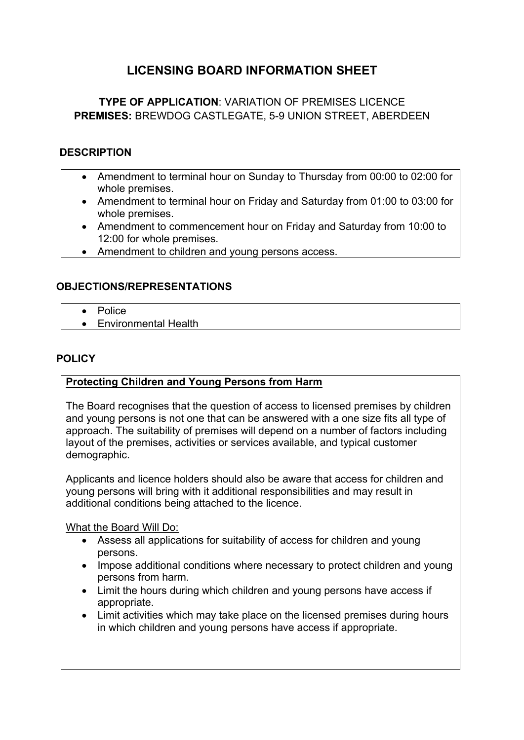# LICENSING BOARD INFORMATION SHEET

**TYPE OF APPLICATION**: VARIATION OF PREMISES LICENCE
**PREMISES:** BREWDOG CASTLEGATE, 5-9 UNION STREET, ABERDEEN

## DESCRIPTION

- Amendment to terminal hour on Sunday to Thursday from 00:00 to 02:00 for whole premises.
- Amendment to terminal hour on Friday and Saturday from 01:00 to 03:00 for whole premises.
- Amendment to commencement hour on Friday and Saturday from 10:00 to 12:00 for whole premises.
- Amendment to children and young persons access.

## OBJECTIONS/REPRESENTATIONS

- Police
- Environmental Health

## POLICY

**Protecting Children and Young Persons from Harm**

The Board recognises that the question of access to licensed premises by children and young persons is not one that can be answered with a one size fits all type of approach. The suitability of premises will depend on a number of factors including layout of the premises, activities or services available, and typical customer demographic.

Applicants and licence holders should also be aware that access for children and young persons will bring with it additional responsibilities and may result in additional conditions being attached to the licence.

What the Board Will Do:

- Assess all applications for suitability of access for children and young persons.
- Impose additional conditions where necessary to protect children and young persons from harm.
- Limit the hours during which children and young persons have access if appropriate.
- Limit activities which may take place on the licensed premises during hours in which children and young persons have access if appropriate.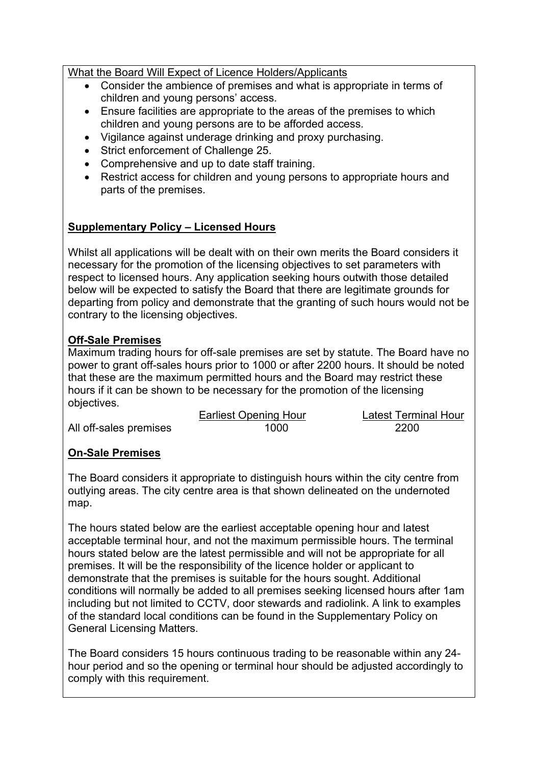What the Board Will Expect of Licence Holders/Applicants

- Consider the ambience of premises and what is appropriate in terms of children and young persons' access.
- Ensure facilities are appropriate to the areas of the premises to which children and young persons are to be afforded access.
- Vigilance against underage drinking and proxy purchasing.
- Strict enforcement of Challenge 25.
- Comprehensive and up to date staff training.
- Restrict access for children and young persons to appropriate hours and parts of the premises.

## Supplementary Policy – Licensed Hours

Whilst all applications will be dealt with on their own merits the Board considers it necessary for the promotion of the licensing objectives to set parameters with respect to licensed hours. Any application seeking hours outwith those detailed below will be expected to satisfy the Board that there are legitimate grounds for departing from policy and demonstrate that the granting of such hours would not be contrary to the licensing objectives.

### Off-Sale Premises

Maximum trading hours for off-sale premises are set by statute. The Board have no power to grant off-sales hours prior to 1000 or after 2200 hours. It should be noted that these are the maximum permitted hours and the Board may restrict these hours if it can be shown to be necessary for the promotion of the licensing objectives.

| | Earliest Opening Hour | Latest Terminal Hour |
|---|---|---|
| All off-sales premises | 1000 | 2200 |

### On-Sale Premises

The Board considers it appropriate to distinguish hours within the city centre from outlying areas. The city centre area is that shown delineated on the undernoted map.

The hours stated below are the earliest acceptable opening hour and latest acceptable terminal hour, and not the maximum permissible hours. The terminal hours stated below are the latest permissible and will not be appropriate for all premises. It will be the responsibility of the licence holder or applicant to demonstrate that the premises is suitable for the hours sought. Additional conditions will normally be added to all premises seeking licensed hours after 1am including but not limited to CCTV, door stewards and radiolink. A link to examples of the standard local conditions can be found in the Supplementary Policy on General Licensing Matters.

The Board considers 15 hours continuous trading to be reasonable within any 24-hour period and so the opening or terminal hour should be adjusted accordingly to comply with this requirement.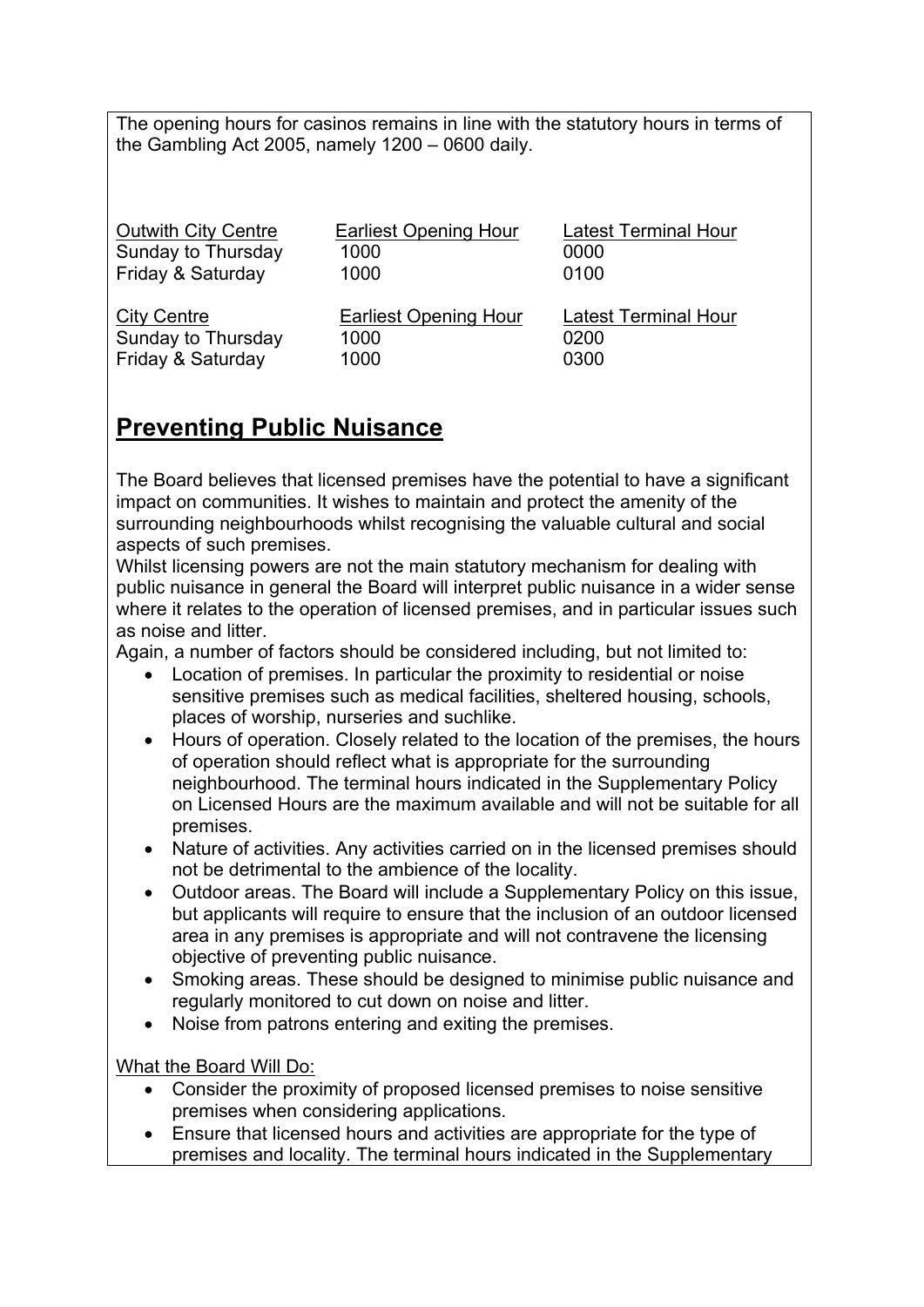The opening hours for casinos remains in line with the statutory hours in terms of the Gambling Act 2005, namely 1200 – 0600 daily.

| Outwith City Centre | Earliest Opening Hour | Latest Terminal Hour |
| --- | --- | --- |
| Sunday to Thursday | 1000 | 0000 |
| Friday & Saturday | 1000 | 0100 |

| City Centre | Earliest Opening Hour | Latest Terminal Hour |
| --- | --- | --- |
| Sunday to Thursday | 1000 | 0200 |
| Friday & Saturday | 1000 | 0300 |

## Preventing Public Nuisance

The Board believes that licensed premises have the potential to have a significant impact on communities. It wishes to maintain and protect the amenity of the surrounding neighbourhoods whilst recognising the valuable cultural and social aspects of such premises.

Whilst licensing powers are not the main statutory mechanism for dealing with public nuisance in general the Board will interpret public nuisance in a wider sense where it relates to the operation of licensed premises, and in particular issues such as noise and litter.

Again, a number of factors should be considered including, but not limited to:

- Location of premises. In particular the proximity to residential or noise sensitive premises such as medical facilities, sheltered housing, schools, places of worship, nurseries and suchlike.
- Hours of operation. Closely related to the location of the premises, the hours of operation should reflect what is appropriate for the surrounding neighbourhood. The terminal hours indicated in the Supplementary Policy on Licensed Hours are the maximum available and will not be suitable for all premises.
- Nature of activities. Any activities carried on in the licensed premises should not be detrimental to the ambience of the locality.
- Outdoor areas. The Board will include a Supplementary Policy on this issue, but applicants will require to ensure that the inclusion of an outdoor licensed area in any premises is appropriate and will not contravene the licensing objective of preventing public nuisance.
- Smoking areas. These should be designed to minimise public nuisance and regularly monitored to cut down on noise and litter.
- Noise from patrons entering and exiting the premises.

What the Board Will Do:

- Consider the proximity of proposed licensed premises to noise sensitive premises when considering applications.
- Ensure that licensed hours and activities are appropriate for the type of premises and locality. The terminal hours indicated in the Supplementary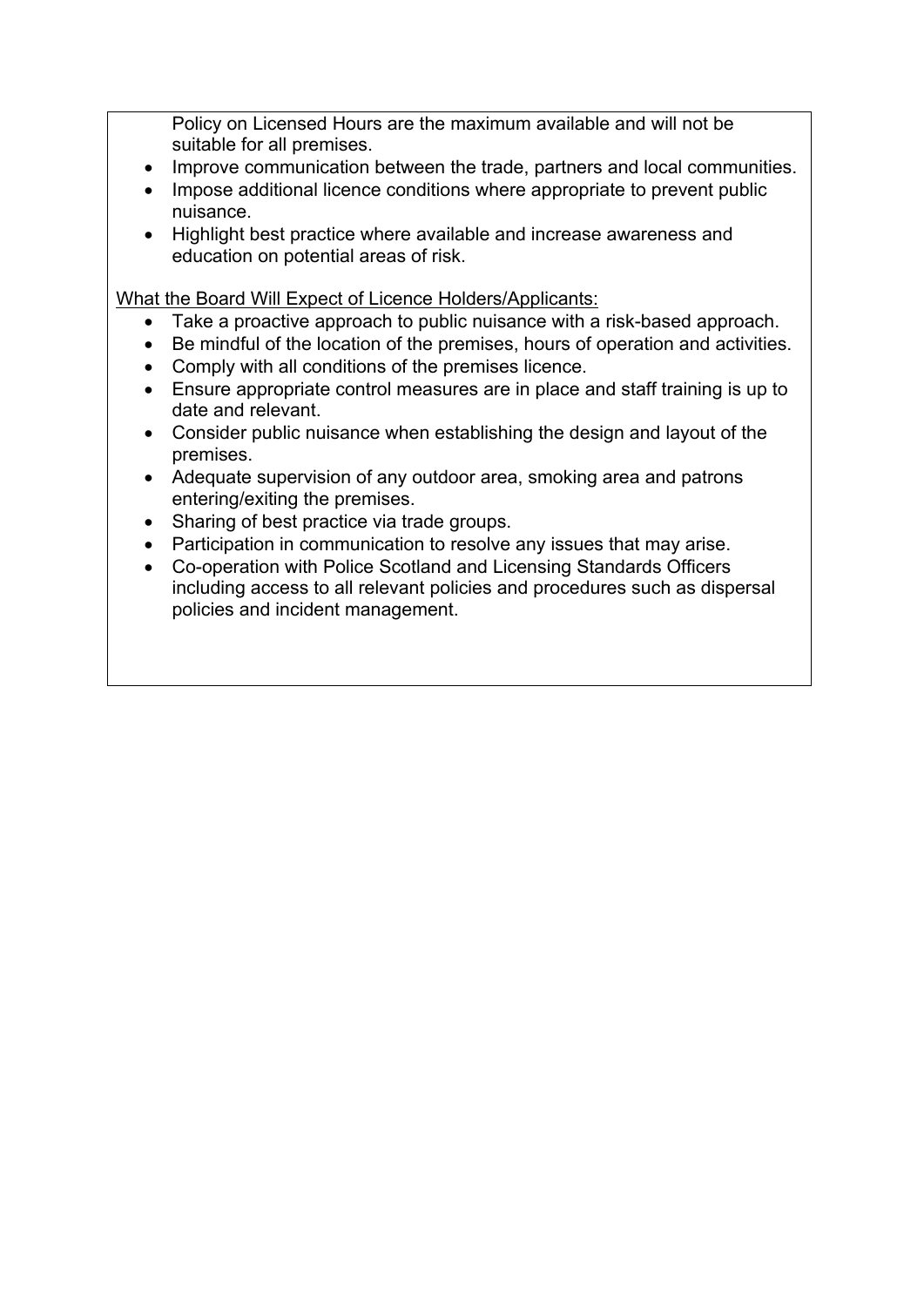Policy on Licensed Hours are the maximum available and will not be suitable for all premises.

- Improve communication between the trade, partners and local communities.
- Impose additional licence conditions where appropriate to prevent public nuisance.
- Highlight best practice where available and increase awareness and education on potential areas of risk.

<u>What the Board Will Expect of Licence Holders/Applicants:</u>

- Take a proactive approach to public nuisance with a risk-based approach.
- Be mindful of the location of the premises, hours of operation and activities.
- Comply with all conditions of the premises licence.
- Ensure appropriate control measures are in place and staff training is up to date and relevant.
- Consider public nuisance when establishing the design and layout of the premises.
- Adequate supervision of any outdoor area, smoking area and patrons entering/exiting the premises.
- Sharing of best practice via trade groups.
- Participation in communication to resolve any issues that may arise.
- Co-operation with Police Scotland and Licensing Standards Officers including access to all relevant policies and procedures such as dispersal policies and incident management.